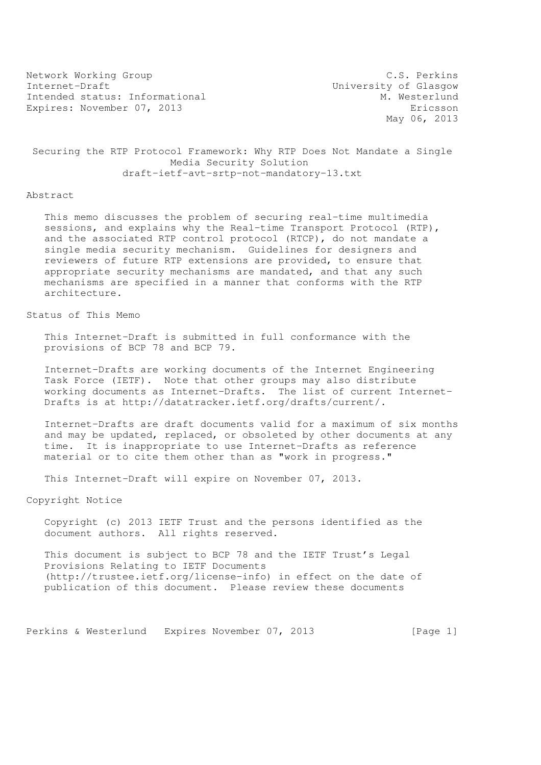Network Working Group C.S. Perkins
Internet-Draft University of Glasgow
Intended status: Informational M. Westerlund
Expires: November 07, 2013 Ericsson
May 06, 2013

# Securing the RTP Protocol Framework: Why RTP Does Not Mandate a Single Media Security Solution

draft-ietf-avt-srtp-not-mandatory-13.txt

## Abstract

This memo discusses the problem of securing real-time multimedia sessions, and explains why the Real-time Transport Protocol (RTP), and the associated RTP control protocol (RTCP), do not mandate a single media security mechanism. Guidelines for designers and reviewers of future RTP extensions are provided, to ensure that appropriate security mechanisms are mandated, and that any such mechanisms are specified in a manner that conforms with the RTP architecture.

## Status of This Memo

This Internet-Draft is submitted in full conformance with the provisions of BCP 78 and BCP 79.

Internet-Drafts are working documents of the Internet Engineering Task Force (IETF). Note that other groups may also distribute working documents as Internet-Drafts. The list of current Internet-Drafts is at http://datatracker.ietf.org/drafts/current/.

Internet-Drafts are draft documents valid for a maximum of six months and may be updated, replaced, or obsoleted by other documents at any time. It is inappropriate to use Internet-Drafts as reference material or to cite them other than as "work in progress."

This Internet-Draft will expire on November 07, 2013.

## Copyright Notice

Copyright (c) 2013 IETF Trust and the persons identified as the document authors. All rights reserved.

This document is subject to BCP 78 and the IETF Trust's Legal Provisions Relating to IETF Documents (http://trustee.ietf.org/license-info) in effect on the date of publication of this document. Please review these documents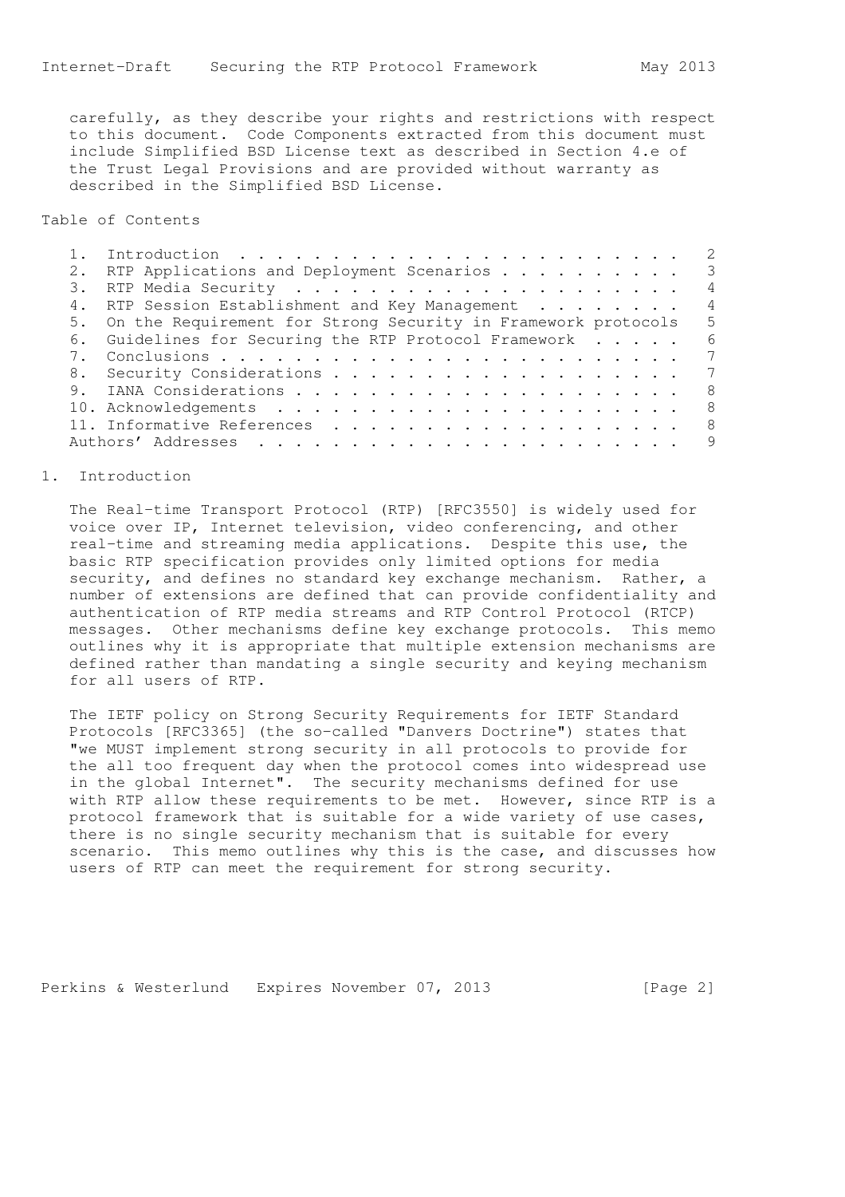carefully, as they describe your rights and restrictions with respect to this document. Code Components extracted from this document must include Simplified BSD License text as described in Section 4.e of the Trust Legal Provisions and are provided without warranty as described in the Simplified BSD License.

## Table of Contents

1. Introduction . . . . . . . . . . . . . . . . . . . . . . . . . 2
2. RTP Applications and Deployment Scenarios . . . . . . . . . . 3
3. RTP Media Security . . . . . . . . . . . . . . . . . . . . . 4
4. RTP Session Establishment and Key Management . . . . . . . . 4
5. On the Requirement for Strong Security in Framework protocols 5
6. Guidelines for Securing the RTP Protocol Framework . . . . . 6
7. Conclusions . . . . . . . . . . . . . . . . . . . . . . . . . 7
8. Security Considerations . . . . . . . . . . . . . . . . . . . 7
9. IANA Considerations . . . . . . . . . . . . . . . . . . . . . 8
10. Acknowledgements . . . . . . . . . . . . . . . . . . . . . . 8
11. Informative References . . . . . . . . . . . . . . . . . . . 8

Authors' Addresses . . . . . . . . . . . . . . . . . . . . . . . 9

## 1. Introduction

The Real-time Transport Protocol (RTP) [RFC3550] is widely used for voice over IP, Internet television, video conferencing, and other real-time and streaming media applications. Despite this use, the basic RTP specification provides only limited options for media security, and defines no standard key exchange mechanism. Rather, a number of extensions are defined that can provide confidentiality and authentication of RTP media streams and RTP Control Protocol (RTCP) messages. Other mechanisms define key exchange protocols. This memo outlines why it is appropriate that multiple extension mechanisms are defined rather than mandating a single security and keying mechanism for all users of RTP.

The IETF policy on Strong Security Requirements for IETF Standard Protocols [RFC3365] (the so-called "Danvers Doctrine") states that "we MUST implement strong security in all protocols to provide for the all too frequent day when the protocol comes into widespread use in the global Internet". The security mechanisms defined for use with RTP allow these requirements to be met. However, since RTP is a protocol framework that is suitable for a wide variety of use cases, there is no single security mechanism that is suitable for every scenario. This memo outlines why this is the case, and discusses how users of RTP can meet the requirement for strong security.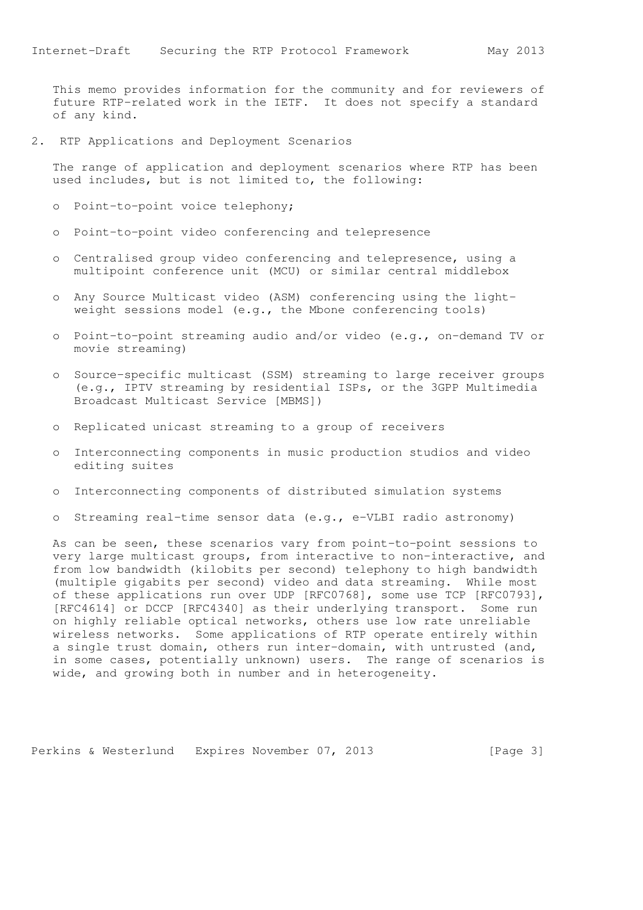This memo provides information for the community and for reviewers of future RTP-related work in the IETF. It does not specify a standard of any kind.

## 2. RTP Applications and Deployment Scenarios

The range of application and deployment scenarios where RTP has been used includes, but is not limited to, the following:

- Point-to-point voice telephony;
- Point-to-point video conferencing and telepresence
- Centralised group video conferencing and telepresence, using a multipoint conference unit (MCU) or similar central middlebox
- Any Source Multicast video (ASM) conferencing using the light-weight sessions model (e.g., the Mbone conferencing tools)
- Point-to-point streaming audio and/or video (e.g., on-demand TV or movie streaming)
- Source-specific multicast (SSM) streaming to large receiver groups (e.g., IPTV streaming by residential ISPs, or the 3GPP Multimedia Broadcast Multicast Service [MBMS])
- Replicated unicast streaming to a group of receivers
- Interconnecting components in music production studios and video editing suites
- Interconnecting components of distributed simulation systems
- Streaming real-time sensor data (e.g., e-VLBI radio astronomy)

As can be seen, these scenarios vary from point-to-point sessions to very large multicast groups, from interactive to non-interactive, and from low bandwidth (kilobits per second) telephony to high bandwidth (multiple gigabits per second) video and data streaming. While most of these applications run over UDP [RFC0768], some use TCP [RFC0793], [RFC4614] or DCCP [RFC4340] as their underlying transport. Some run on highly reliable optical networks, others use low rate unreliable wireless networks. Some applications of RTP operate entirely within a single trust domain, others run inter-domain, with untrusted (and, in some cases, potentially unknown) users. The range of scenarios is wide, and growing both in number and in heterogeneity.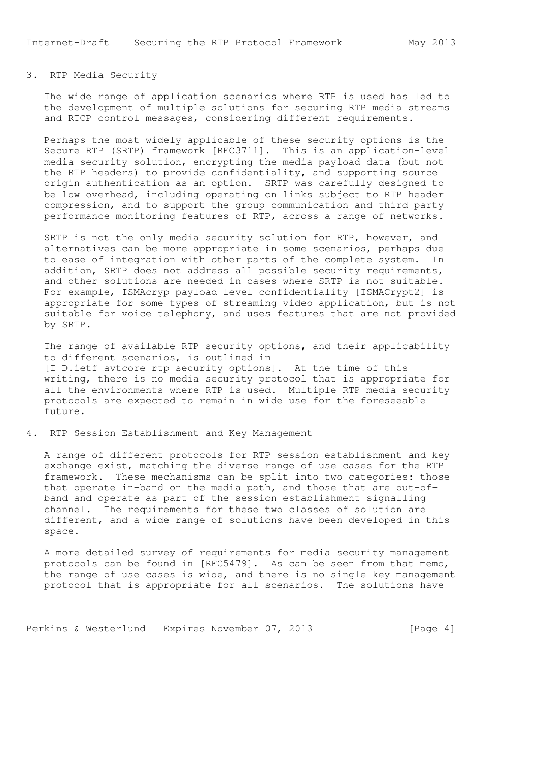## 3. RTP Media Security

The wide range of application scenarios where RTP is used has led to the development of multiple solutions for securing RTP media streams and RTCP control messages, considering different requirements.

Perhaps the most widely applicable of these security options is the Secure RTP (SRTP) framework [RFC3711]. This is an application-level media security solution, encrypting the media payload data (but not the RTP headers) to provide confidentiality, and supporting source origin authentication as an option. SRTP was carefully designed to be low overhead, including operating on links subject to RTP header compression, and to support the group communication and third-party performance monitoring features of RTP, across a range of networks.

SRTP is not the only media security solution for RTP, however, and alternatives can be more appropriate in some scenarios, perhaps due to ease of integration with other parts of the complete system. In addition, SRTP does not address all possible security requirements, and other solutions are needed in cases where SRTP is not suitable. For example, ISMAcryp payload-level confidentiality [ISMACrypt2] is appropriate for some types of streaming video application, but is not suitable for voice telephony, and uses features that are not provided by SRTP.

The range of available RTP security options, and their applicability to different scenarios, is outlined in [I-D.ietf-avtcore-rtp-security-options]. At the time of this writing, there is no media security protocol that is appropriate for all the environments where RTP is used. Multiple RTP media security protocols are expected to remain in wide use for the foreseeable future.

## 4. RTP Session Establishment and Key Management

A range of different protocols for RTP session establishment and key exchange exist, matching the diverse range of use cases for the RTP framework. These mechanisms can be split into two categories: those that operate in-band on the media path, and those that are out-of-band and operate as part of the session establishment signalling channel. The requirements for these two classes of solution are different, and a wide range of solutions have been developed in this space.

A more detailed survey of requirements for media security management protocols can be found in [RFC5479]. As can be seen from that memo, the range of use cases is wide, and there is no single key management protocol that is appropriate for all scenarios. The solutions have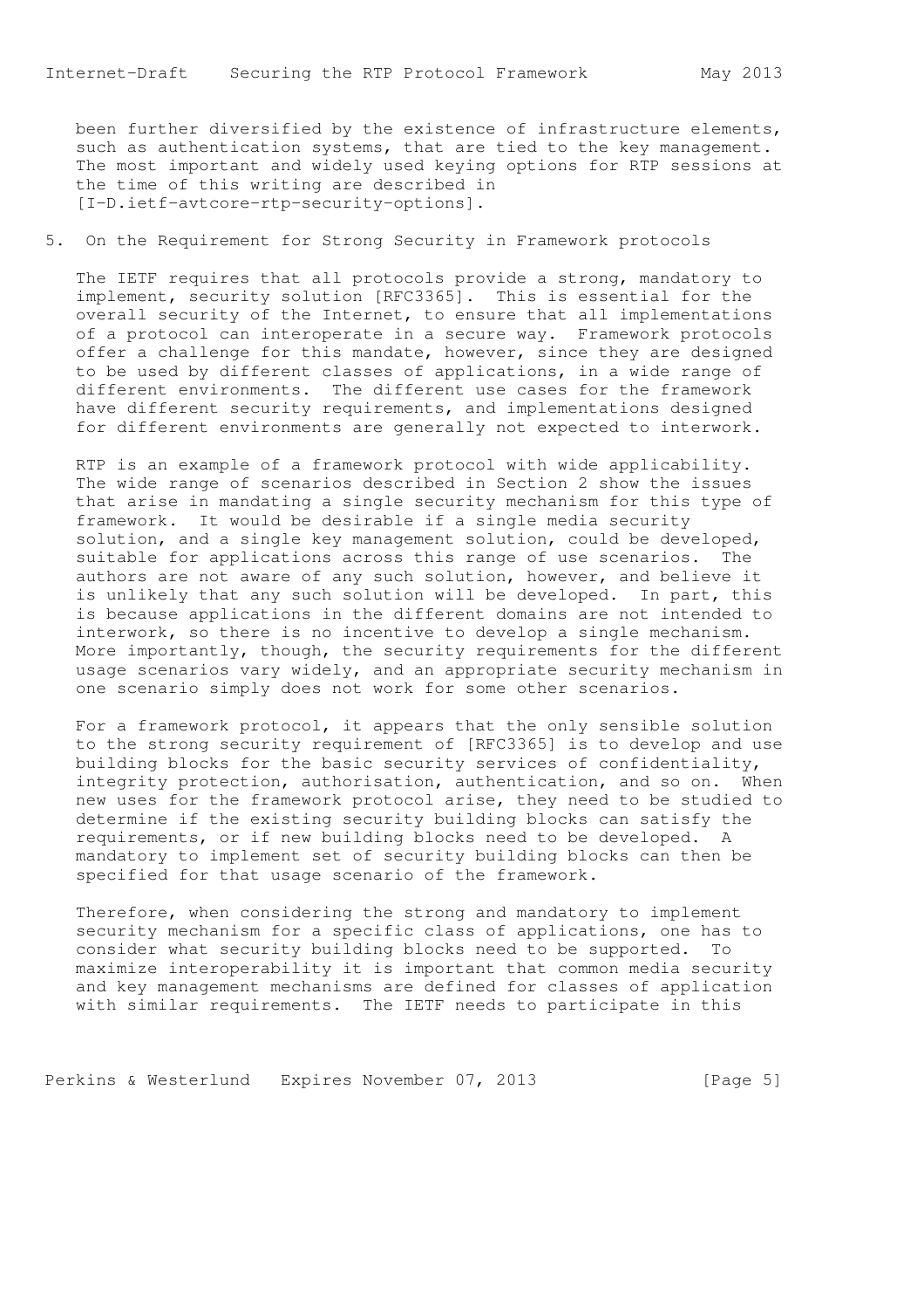been further diversified by the existence of infrastructure elements, such as authentication systems, that are tied to the key management. The most important and widely used keying options for RTP sessions at the time of this writing are described in [I-D.ietf-avtcore-rtp-security-options].

## 5. On the Requirement for Strong Security in Framework protocols

The IETF requires that all protocols provide a strong, mandatory to implement, security solution [RFC3365]. This is essential for the overall security of the Internet, to ensure that all implementations of a protocol can interoperate in a secure way. Framework protocols offer a challenge for this mandate, however, since they are designed to be used by different classes of applications, in a wide range of different environments. The different use cases for the framework have different security requirements, and implementations designed for different environments are generally not expected to interwork.

RTP is an example of a framework protocol with wide applicability. The wide range of scenarios described in Section 2 show the issues that arise in mandating a single security mechanism for this type of framework. It would be desirable if a single media security solution, and a single key management solution, could be developed, suitable for applications across this range of use scenarios. The authors are not aware of any such solution, however, and believe it is unlikely that any such solution will be developed. In part, this is because applications in the different domains are not intended to interwork, so there is no incentive to develop a single mechanism. More importantly, though, the security requirements for the different usage scenarios vary widely, and an appropriate security mechanism in one scenario simply does not work for some other scenarios.

For a framework protocol, it appears that the only sensible solution to the strong security requirement of [RFC3365] is to develop and use building blocks for the basic security services of confidentiality, integrity protection, authorisation, authentication, and so on. When new uses for the framework protocol arise, they need to be studied to determine if the existing security building blocks can satisfy the requirements, or if new building blocks need to be developed. A mandatory to implement set of security building blocks can then be specified for that usage scenario of the framework.

Therefore, when considering the strong and mandatory to implement security mechanism for a specific class of applications, one has to consider what security building blocks need to be supported. To maximize interoperability it is important that common media security and key management mechanisms are defined for classes of application with similar requirements. The IETF needs to participate in this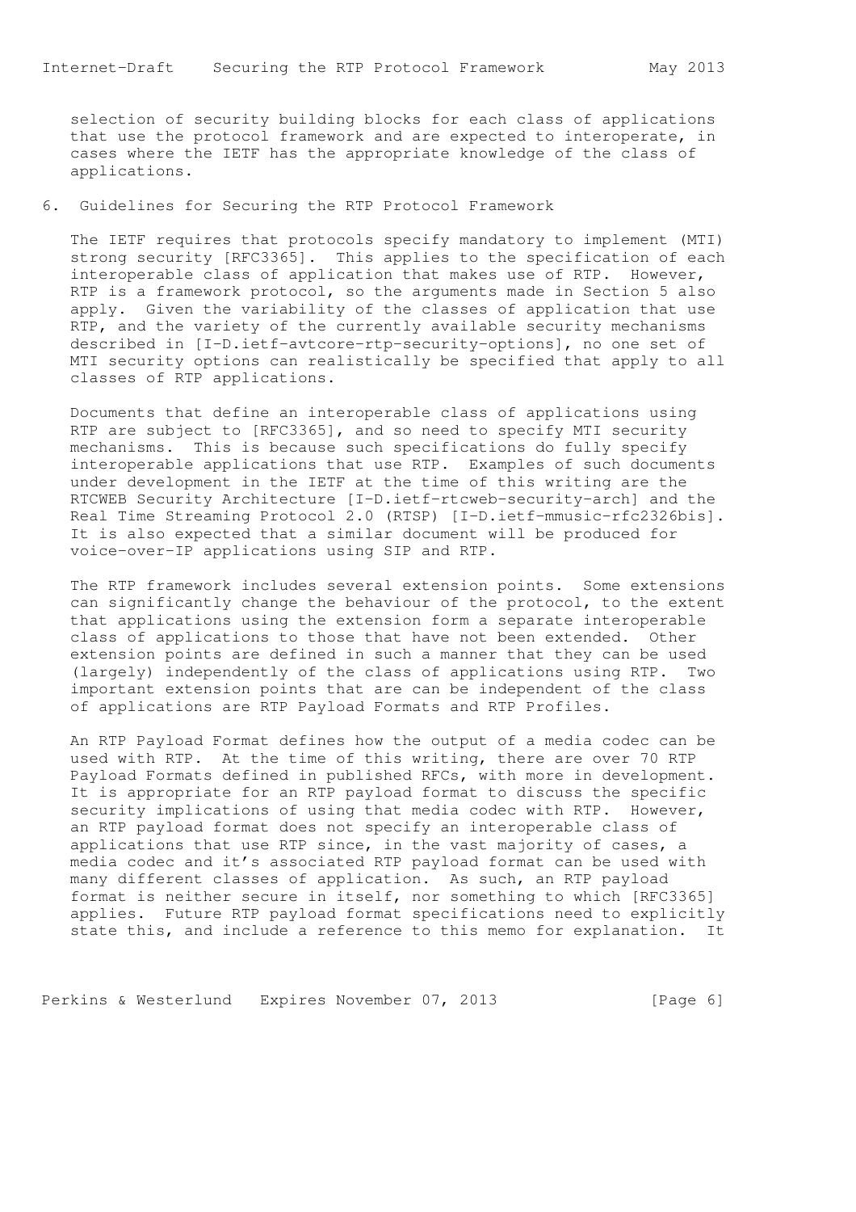selection of security building blocks for each class of applications that use the protocol framework and are expected to interoperate, in cases where the IETF has the appropriate knowledge of the class of applications.

## 6. Guidelines for Securing the RTP Protocol Framework

The IETF requires that protocols specify mandatory to implement (MTI) strong security [RFC3365]. This applies to the specification of each interoperable class of application that makes use of RTP. However, RTP is a framework protocol, so the arguments made in Section 5 also apply. Given the variability of the classes of application that use RTP, and the variety of the currently available security mechanisms described in [I-D.ietf-avtcore-rtp-security-options], no one set of MTI security options can realistically be specified that apply to all classes of RTP applications.

Documents that define an interoperable class of applications using RTP are subject to [RFC3365], and so need to specify MTI security mechanisms. This is because such specifications do fully specify interoperable applications that use RTP. Examples of such documents under development in the IETF at the time of this writing are the RTCWEB Security Architecture [I-D.ietf-rtcweb-security-arch] and the Real Time Streaming Protocol 2.0 (RTSP) [I-D.ietf-mmusic-rfc2326bis]. It is also expected that a similar document will be produced for voice-over-IP applications using SIP and RTP.

The RTP framework includes several extension points. Some extensions can significantly change the behaviour of the protocol, to the extent that applications using the extension form a separate interoperable class of applications to those that have not been extended. Other extension points are defined in such a manner that they can be used (largely) independently of the class of applications using RTP. Two important extension points that are can be independent of the class of applications are RTP Payload Formats and RTP Profiles.

An RTP Payload Format defines how the output of a media codec can be used with RTP. At the time of this writing, there are over 70 RTP Payload Formats defined in published RFCs, with more in development. It is appropriate for an RTP payload format to discuss the specific security implications of using that media codec with RTP. However, an RTP payload format does not specify an interoperable class of applications that use RTP since, in the vast majority of cases, a media codec and it's associated RTP payload format can be used with many different classes of application. As such, an RTP payload format is neither secure in itself, nor something to which [RFC3365] applies. Future RTP payload format specifications need to explicitly state this, and include a reference to this memo for explanation. It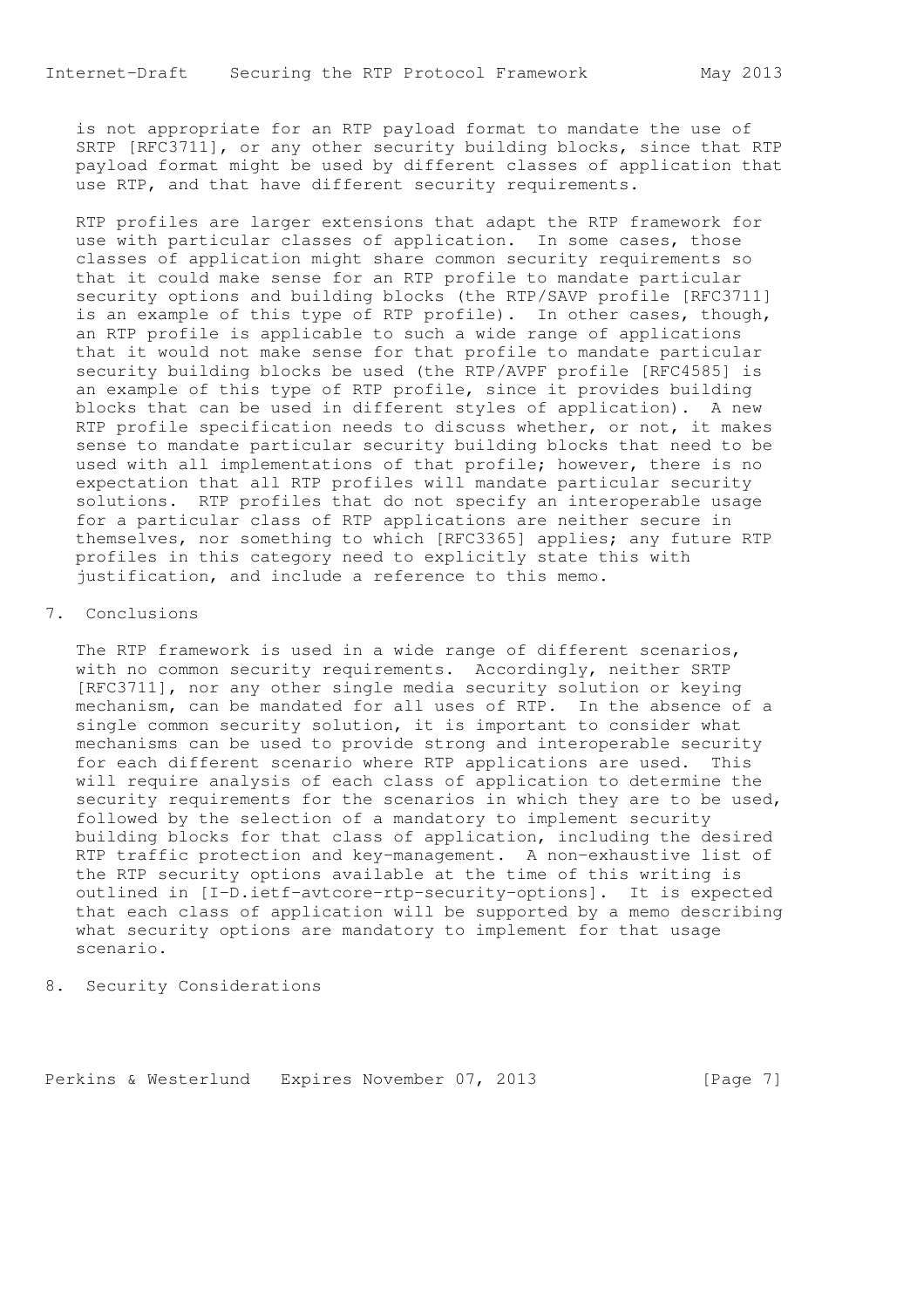is not appropriate for an RTP payload format to mandate the use of SRTP [RFC3711], or any other security building blocks, since that RTP payload format might be used by different classes of application that use RTP, and that have different security requirements.

RTP profiles are larger extensions that adapt the RTP framework for use with particular classes of application. In some cases, those classes of application might share common security requirements so that it could make sense for an RTP profile to mandate particular security options and building blocks (the RTP/SAVP profile [RFC3711] is an example of this type of RTP profile). In other cases, though, an RTP profile is applicable to such a wide range of applications that it would not make sense for that profile to mandate particular security building blocks be used (the RTP/AVPF profile [RFC4585] is an example of this type of RTP profile, since it provides building blocks that can be used in different styles of application). A new RTP profile specification needs to discuss whether, or not, it makes sense to mandate particular security building blocks that need to be used with all implementations of that profile; however, there is no expectation that all RTP profiles will mandate particular security solutions. RTP profiles that do not specify an interoperable usage for a particular class of RTP applications are neither secure in themselves, nor something to which [RFC3365] applies; any future RTP profiles in this category need to explicitly state this with justification, and include a reference to this memo.

## 7. Conclusions

The RTP framework is used in a wide range of different scenarios, with no common security requirements. Accordingly, neither SRTP [RFC3711], nor any other single media security solution or keying mechanism, can be mandated for all uses of RTP. In the absence of a single common security solution, it is important to consider what mechanisms can be used to provide strong and interoperable security for each different scenario where RTP applications are used. This will require analysis of each class of application to determine the security requirements for the scenarios in which they are to be used, followed by the selection of a mandatory to implement security building blocks for that class of application, including the desired RTP traffic protection and key-management. A non-exhaustive list of the RTP security options available at the time of this writing is outlined in [I-D.ietf-avtcore-rtp-security-options]. It is expected that each class of application will be supported by a memo describing what security options are mandatory to implement for that usage scenario.

## 8. Security Considerations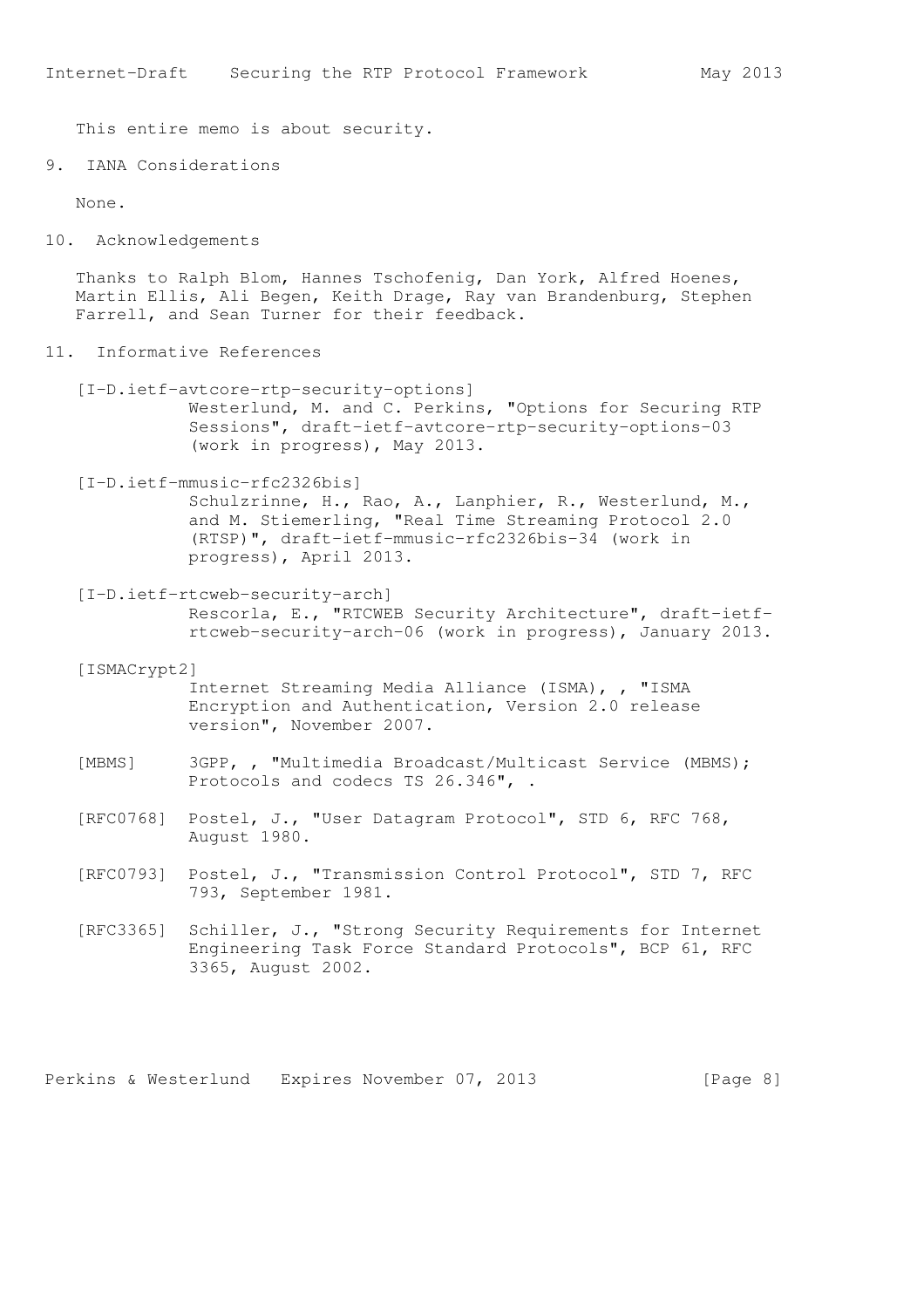This entire memo is about security.

## 9. IANA Considerations

None.

## 10. Acknowledgements

Thanks to Ralph Blom, Hannes Tschofenig, Dan York, Alfred Hoenes, Martin Ellis, Ali Begen, Keith Drage, Ray van Brandenburg, Stephen Farrell, and Sean Turner for their feedback.

## 11. Informative References

[I-D.ietf-avtcore-rtp-security-options]
Westerlund, M. and C. Perkins, "Options for Securing RTP Sessions", draft-ietf-avtcore-rtp-security-options-03 (work in progress), May 2013.

[I-D.ietf-mmusic-rfc2326bis]
Schulzrinne, H., Rao, A., Lanphier, R., Westerlund, M., and M. Stiemerling, "Real Time Streaming Protocol 2.0 (RTSP)", draft-ietf-mmusic-rfc2326bis-34 (work in progress), April 2013.

[I-D.ietf-rtcweb-security-arch]
Rescorla, E., "RTCWEB Security Architecture", draft-ietf-rtcweb-security-arch-06 (work in progress), January 2013.

[ISMACrypt2]
Internet Streaming Media Alliance (ISMA), , "ISMA Encryption and Authentication, Version 2.0 release version", November 2007.

[MBMS] 3GPP, , "Multimedia Broadcast/Multicast Service (MBMS); Protocols and codecs TS 26.346", .

[RFC0768] Postel, J., "User Datagram Protocol", STD 6, RFC 768, August 1980.

[RFC0793] Postel, J., "Transmission Control Protocol", STD 7, RFC 793, September 1981.

[RFC3365] Schiller, J., "Strong Security Requirements for Internet Engineering Task Force Standard Protocols", BCP 61, RFC 3365, August 2002.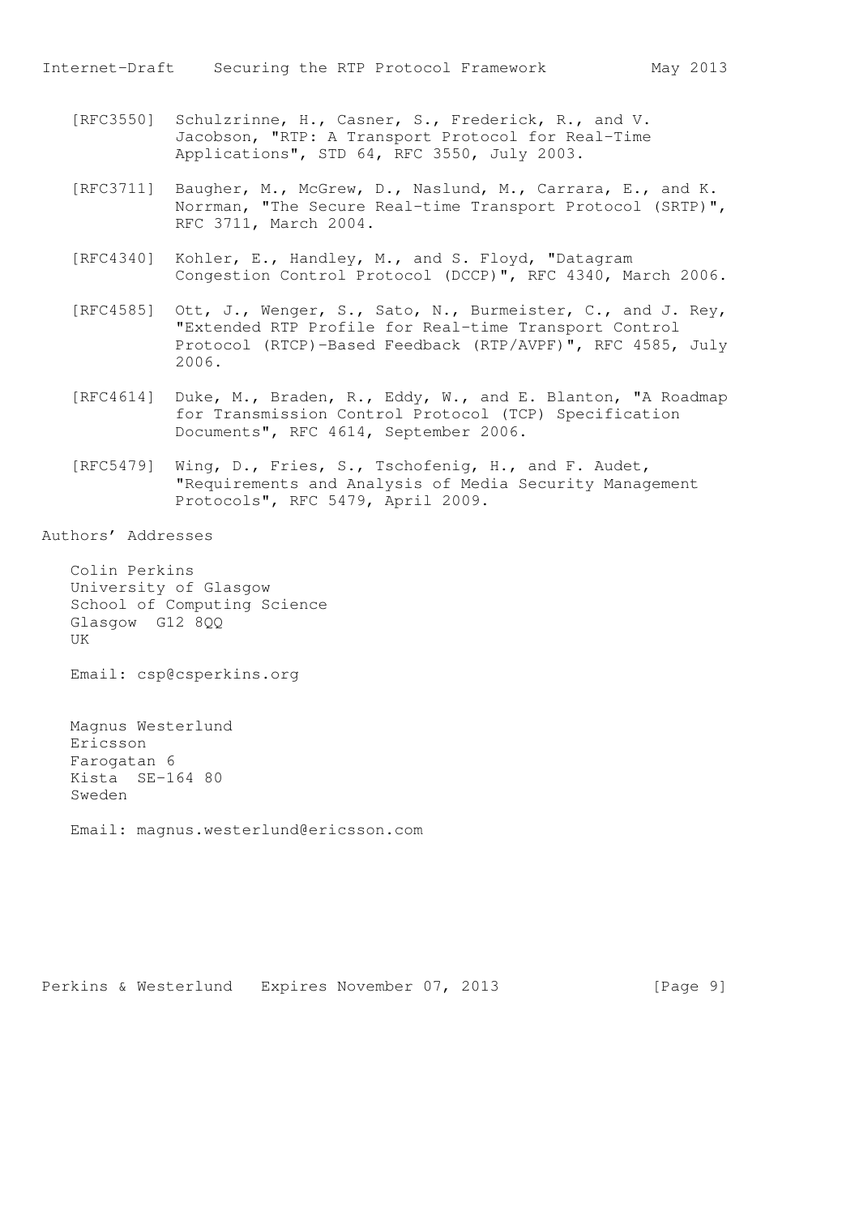[RFC3550] Schulzrinne, H., Casner, S., Frederick, R., and V. Jacobson, "RTP: A Transport Protocol for Real-Time Applications", STD 64, RFC 3550, July 2003.

[RFC3711] Baugher, M., McGrew, D., Naslund, M., Carrara, E., and K. Norrman, "The Secure Real-time Transport Protocol (SRTP)", RFC 3711, March 2004.

[RFC4340] Kohler, E., Handley, M., and S. Floyd, "Datagram Congestion Control Protocol (DCCP)", RFC 4340, March 2006.

[RFC4585] Ott, J., Wenger, S., Sato, N., Burmeister, C., and J. Rey, "Extended RTP Profile for Real-time Transport Control Protocol (RTCP)-Based Feedback (RTP/AVPF)", RFC 4585, July 2006.

[RFC4614] Duke, M., Braden, R., Eddy, W., and E. Blanton, "A Roadmap for Transmission Control Protocol (TCP) Specification Documents", RFC 4614, September 2006.

[RFC5479] Wing, D., Fries, S., Tschofenig, H., and F. Audet, "Requirements and Analysis of Media Security Management Protocols", RFC 5479, April 2009.

## Authors' Addresses

Colin Perkins
University of Glasgow
School of Computing Science
Glasgow G12 8QQ
UK

Email: csp@csperkins.org

Magnus Westerlund
Ericsson
Farogatan 6
Kista SE-164 80
Sweden

Email: magnus.westerlund@ericsson.com